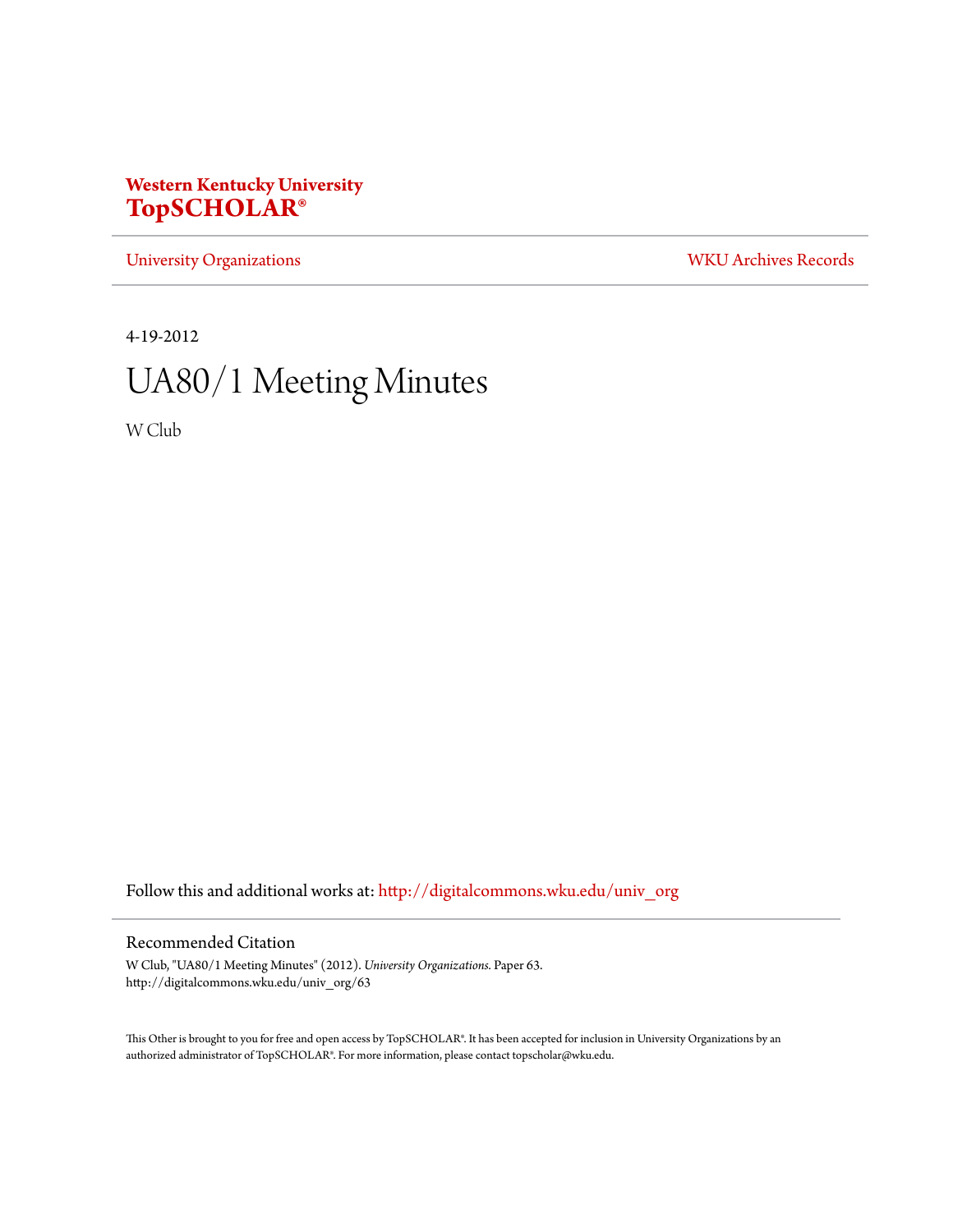**Western Kentucky University**
**TopSCHOLAR®**

University Organizations | WKU Archives Records

4-19-2012

# UA80/1 Meeting Minutes

W Club

Follow this and additional works at: http://digitalcommons.wku.edu/univ_org

## Recommended Citation

W Club, "UA80/1 Meeting Minutes" (2012). *University Organizations.* Paper 63.
http://digitalcommons.wku.edu/univ_org/63

This Other is brought to you for free and open access by TopSCHOLAR®. It has been accepted for inclusion in University Organizations by an authorized administrator of TopSCHOLAR®. For more information, please contact topscholar@wku.edu.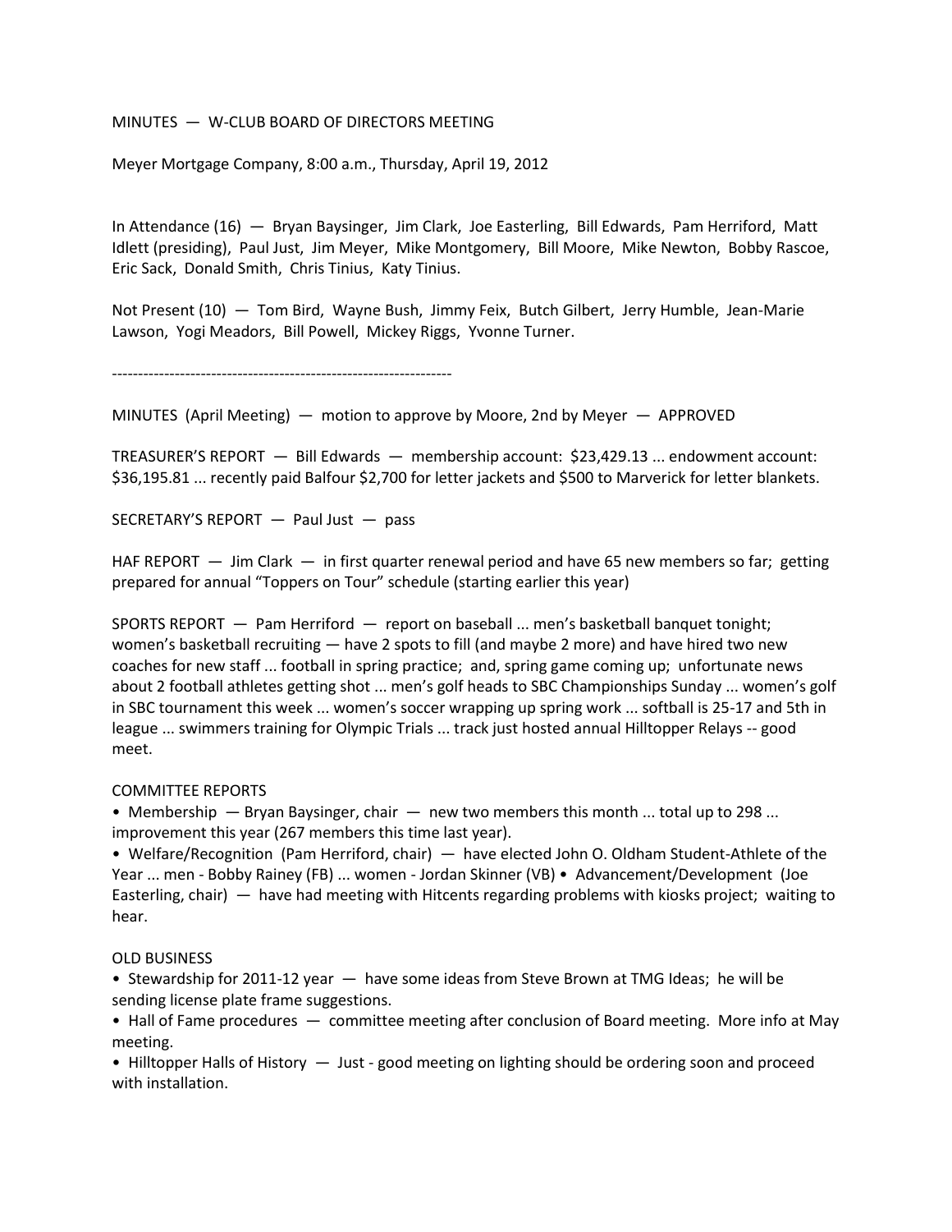MINUTES — W-CLUB BOARD OF DIRECTORS MEETING

Meyer Mortgage Company, 8:00 a.m., Thursday, April 19, 2012

In Attendance (16) — Bryan Baysinger, Jim Clark, Joe Easterling, Bill Edwards, Pam Herriford, Matt Idlett (presiding), Paul Just, Jim Meyer, Mike Montgomery, Bill Moore, Mike Newton, Bobby Rascoe, Eric Sack, Donald Smith, Chris Tinius, Katy Tinius.

Not Present (10) — Tom Bird, Wayne Bush, Jimmy Feix, Butch Gilbert, Jerry Humble, Jean-Marie Lawson, Yogi Meadors, Bill Powell, Mickey Riggs, Yvonne Turner.

-----------------------------------------------------------------

MINUTES (April Meeting) — motion to approve by Moore, 2nd by Meyer — APPROVED

TREASURER'S REPORT — Bill Edwards — membership account: $23,429.13 ... endowment account: $36,195.81 ... recently paid Balfour $2,700 for letter jackets and $500 to Marverick for letter blankets.

SECRETARY'S REPORT — Paul Just — pass

HAF REPORT — Jim Clark — in first quarter renewal period and have 65 new members so far; getting prepared for annual "Toppers on Tour" schedule (starting earlier this year)

SPORTS REPORT — Pam Herriford — report on baseball ... men's basketball banquet tonight; women's basketball recruiting — have 2 spots to fill (and maybe 2 more) and have hired two new coaches for new staff ... football in spring practice; and, spring game coming up; unfortunate news about 2 football athletes getting shot ... men's golf heads to SBC Championships Sunday ... women's golf in SBC tournament this week ... women's soccer wrapping up spring work ... softball is 25-17 and 5th in league ... swimmers training for Olympic Trials ... track just hosted annual Hilltopper Relays -- good meet.

COMMITTEE REPORTS

- Membership — Bryan Baysinger, chair — new two members this month ... total up to 298 ... improvement this year (267 members this time last year).
- Welfare/Recognition (Pam Herriford, chair) — have elected John O. Oldham Student-Athlete of the Year ... men - Bobby Rainey (FB) ... women - Jordan Skinner (VB)
- Advancement/Development (Joe Easterling, chair) — have had meeting with Hitcents regarding problems with kiosks project; waiting to hear.

OLD BUSINESS

- Stewardship for 2011-12 year — have some ideas from Steve Brown at TMG Ideas; he will be sending license plate frame suggestions.
- Hall of Fame procedures — committee meeting after conclusion of Board meeting. More info at May meeting.
- Hilltopper Halls of History — Just - good meeting on lighting should be ordering soon and proceed with installation.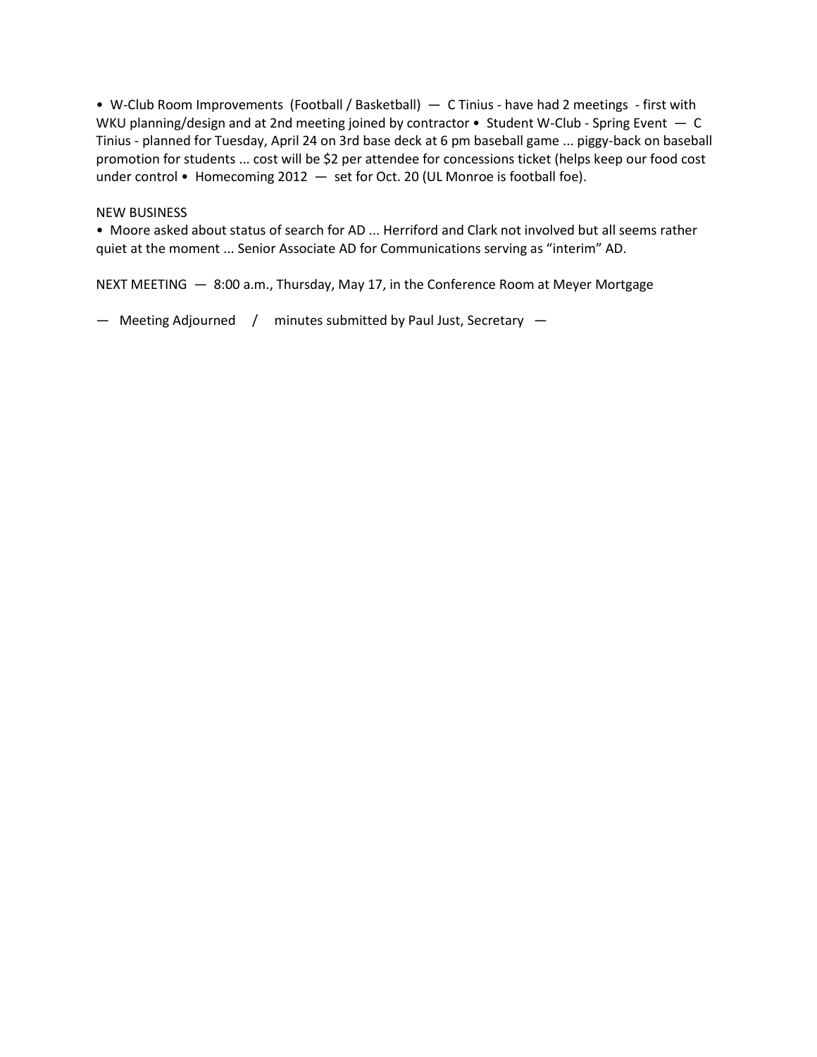• W-Club Room Improvements (Football / Basketball) — C Tinius - have had 2 meetings - first with WKU planning/design and at 2nd meeting joined by contractor • Student W-Club - Spring Event — C Tinius - planned for Tuesday, April 24 on 3rd base deck at 6 pm baseball game ... piggy-back on baseball promotion for students ... cost will be $2 per attendee for concessions ticket (helps keep our food cost under control • Homecoming 2012 — set for Oct. 20 (UL Monroe is football foe).

NEW BUSINESS

• Moore asked about status of search for AD ... Herriford and Clark not involved but all seems rather quiet at the moment ... Senior Associate AD for Communications serving as "interim" AD.

NEXT MEETING — 8:00 a.m., Thursday, May 17, in the Conference Room at Meyer Mortgage

— Meeting Adjourned / minutes submitted by Paul Just, Secretary —